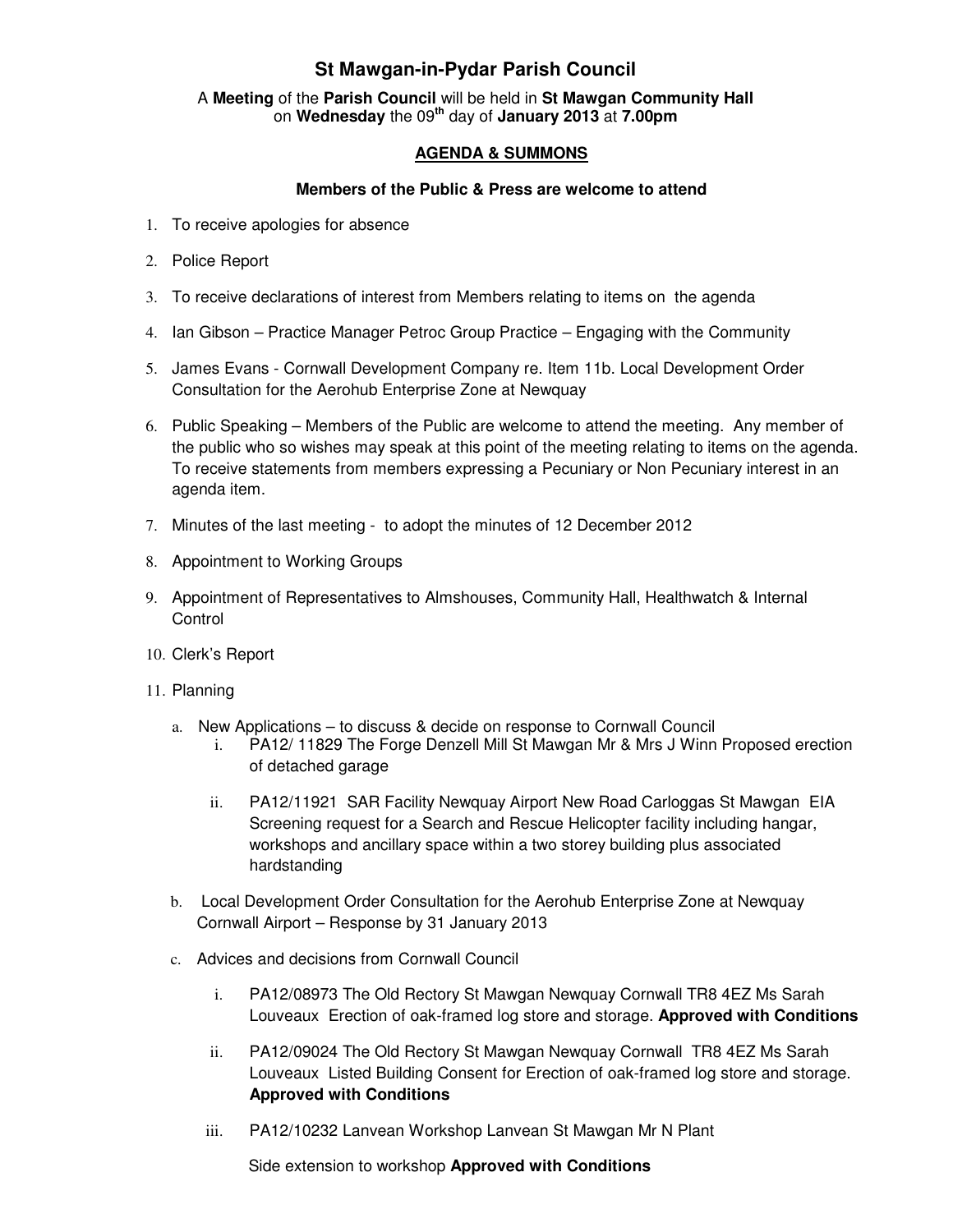# St Mawgan-in-Pydar Parish Council

A **Meeting** of the **Parish Council** will be held in **St Mawgan Community Hall** on **Wednesday** the 09th day of **January 2013** at **7.00pm**

## AGENDA & SUMMONS

**Members of the Public & Press are welcome to attend**

1. To receive apologies for absence
2. Police Report
3. To receive declarations of interest from Members relating to items on the agenda
4. Ian Gibson – Practice Manager Petroc Group Practice – Engaging with the Community
5. James Evans - Cornwall Development Company re. Item 11b. Local Development Order Consultation for the Aerohub Enterprise Zone at Newquay
6. Public Speaking – Members of the Public are welcome to attend the meeting. Any member of the public who so wishes may speak at this point of the meeting relating to items on the agenda. To receive statements from members expressing a Pecuniary or Non Pecuniary interest in an agenda item.
7. Minutes of the last meeting - to adopt the minutes of 12 December 2012
8. Appointment to Working Groups
9. Appointment of Representatives to Almshouses, Community Hall, Healthwatch & Internal Control
10. Clerk's Report
11. Planning
    a. New Applications – to discuss & decide on response to Cornwall Council
        i. PA12/ 11829 The Forge Denzell Mill St Mawgan Mr & Mrs J Winn Proposed erection of detached garage
        ii. PA12/11921 SAR Facility Newquay Airport New Road Carloggas St Mawgan EIA Screening request for a Search and Rescue Helicopter facility including hangar, workshops and ancillary space within a two storey building plus associated hardstanding
    b. Local Development Order Consultation for the Aerohub Enterprise Zone at Newquay Cornwall Airport – Response by 31 January 2013
    c. Advices and decisions from Cornwall Council
        i. PA12/08973 The Old Rectory St Mawgan Newquay Cornwall TR8 4EZ Ms Sarah Louveaux Erection of oak-framed log store and storage. **Approved with Conditions**
        ii. PA12/09024 The Old Rectory St Mawgan Newquay Cornwall TR8 4EZ Ms Sarah Louveaux Listed Building Consent for Erection of oak-framed log store and storage. **Approved with Conditions**
        iii. PA12/10232 Lanvean Workshop Lanvean St Mawgan Mr N Plant

            Side extension to workshop **Approved with Conditions**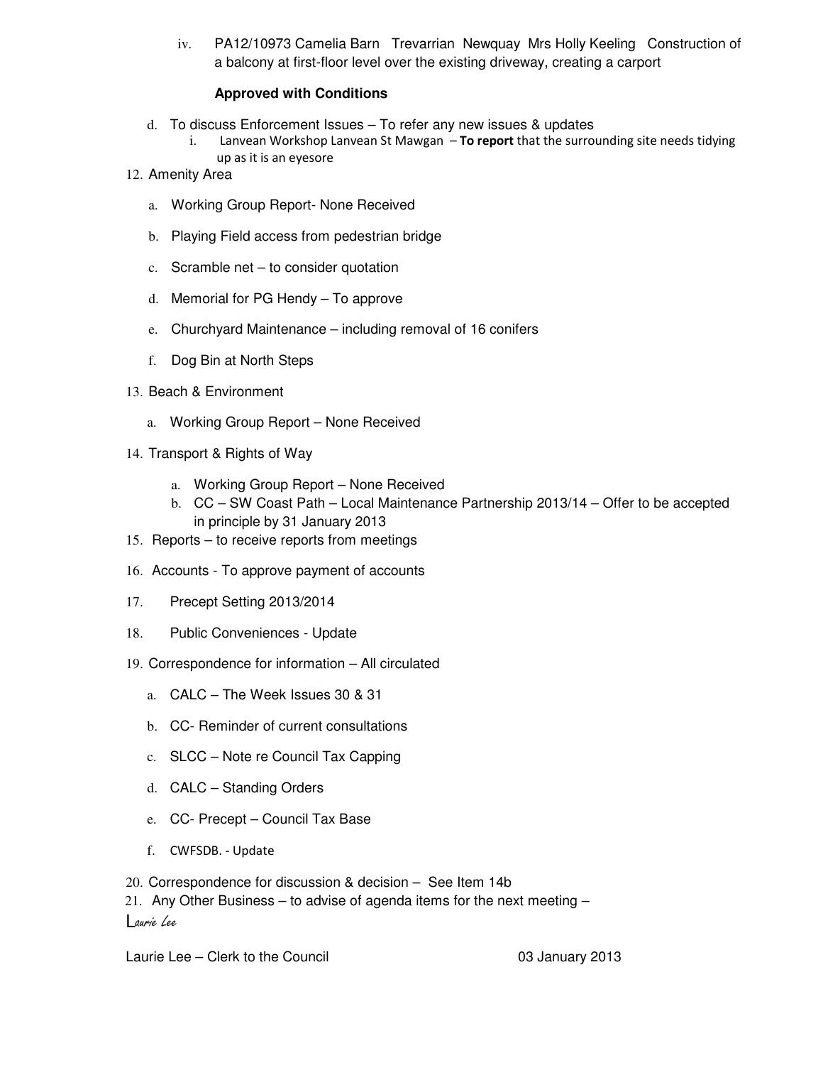iv. PA12/10973 Camelia Barn Trevarrian Newquay Mrs Holly Keeling Construction of a balcony at first-floor level over the existing driveway, creating a carport

**Approved with Conditions**

d. To discuss Enforcement Issues – To refer any new issues & updates
   i. Lanvean Workshop Lanvean St Mawgan – **To report** that the surrounding site needs tidying up as it is an eyesore

12. Amenity Area
   a. Working Group Report- None Received
   b. Playing Field access from pedestrian bridge
   c. Scramble net – to consider quotation
   d. Memorial for PG Hendy – To approve
   e. Churchyard Maintenance – including removal of 16 conifers
   f. Dog Bin at North Steps

13. Beach & Environment
   a. Working Group Report – None Received

14. Transport & Rights of Way
   a. Working Group Report – None Received
   b. CC – SW Coast Path – Local Maintenance Partnership 2013/14 – Offer to be accepted in principle by 31 January 2013

15. Reports – to receive reports from meetings

16. Accounts - To approve payment of accounts

17. Precept Setting 2013/2014

18. Public Conveniences - Update

19. Correspondence for information – All circulated
   a. CALC – The Week Issues 30 & 31
   b. CC- Reminder of current consultations
   c. SLCC – Note re Council Tax Capping
   d. CALC – Standing Orders
   e. CC- Precept – Council Tax Base
   f. CWFSDB. - Update

20. Correspondence for discussion & decision – See Item 14b

21. Any Other Business – to advise of agenda items for the next meeting –

Laurie Lee

Laurie Lee – Clerk to the Council 03 January 2013